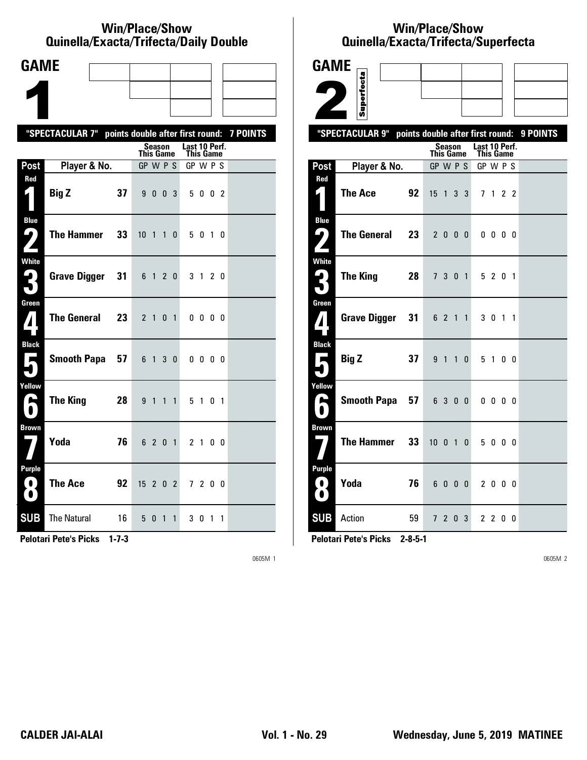## Win/Place/Show
## Quinella/Exacta/Trifecta/Daily Double

# GAME 1

"SPECTACULAR 7" points double after first round: 7 POINTS

| Post | Player & No. | | Season This Game GP W P S | Last 10 Perf. This Game GP W P S |
|---|---|---|---|---|
| Red 1 | Big Z | 37 | 9 0 0 3 | 5 0 0 2 |
| Blue 2 | The Hammer | 33 | 10 1 1 0 | 5 0 1 0 |
| White 3 | Grave Digger | 31 | 6 1 2 0 | 3 1 2 0 |
| Green 4 | The General | 23 | 2 1 0 1 | 0 0 0 0 |
| Black 5 | Smooth Papa | 57 | 6 1 3 0 | 0 0 0 0 |
| Yellow 6 | The King | 28 | 9 1 1 1 | 5 1 0 1 |
| Brown 7 | Yoda | 76 | 6 2 0 1 | 2 1 0 0 |
| Purple 8 | The Ace | 92 | 15 2 0 2 | 7 2 0 0 |
| SUB | The Natural | 16 | 5 0 1 1 | 3 0 1 1 |

**Pelotari Pete's Picks 1-7-3**

0605M 1

## Win/Place/Show
## Quinella/Exacta/Trifecta/Superfecta

# GAME 2

Superfecta

"SPECTACULAR 9" points double after first round: 9 POINTS

| Post | Player & No. | | Season This Game GP W P S | Last 10 Perf. This Game GP W P S |
|---|---|---|---|---|
| Red 1 | The Ace | 92 | 15 1 3 3 | 7 1 2 2 |
| Blue 2 | The General | 23 | 2 0 0 0 | 0 0 0 0 |
| White 3 | The King | 28 | 7 3 0 1 | 5 2 0 1 |
| Green 4 | Grave Digger | 31 | 6 2 1 1 | 3 0 1 1 |
| Black 5 | Big Z | 37 | 9 1 1 0 | 5 1 0 0 |
| Yellow 6 | Smooth Papa | 57 | 6 3 0 0 | 0 0 0 0 |
| Brown 7 | The Hammer | 33 | 10 0 1 0 | 5 0 0 0 |
| Purple 8 | Yoda | 76 | 6 0 0 0 | 2 0 0 0 |
| SUB | Action | 59 | 7 2 0 3 | 2 2 0 0 |

**Pelotari Pete's Picks 2-8-5-1**

0605M 2

**CALDER JAI-ALAI** **Vol. 1 - No. 29** **Wednesday, June 5, 2019 MATINEE**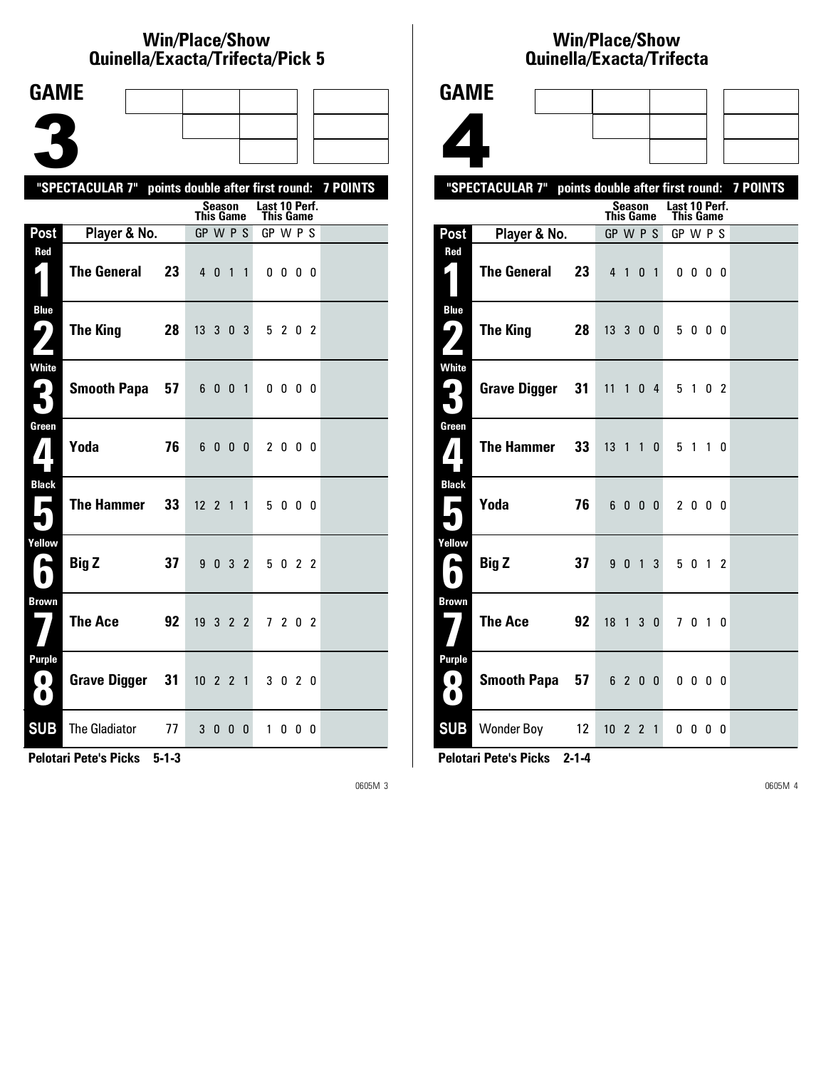# Win/Place/Show Quinella/Exacta/Trifecta/Pick 5

## GAME 3

"SPECTACULAR 7" points double after first round: 7 POINTS

| Post | Player & No. | | Season This Game GP | W | P | S | Last 10 Perf. This Game GP | W | P | S |
|---|---|---|---|---|---|---|---|---|---|---|
| Red 1 | The General | 23 | 4 | 0 | 1 | 1 | 0 | 0 | 0 | 0 |
| Blue 2 | The King | 28 | 13 | 3 | 0 | 3 | 5 | 2 | 0 | 2 |
| White 3 | Smooth Papa | 57 | 6 | 0 | 0 | 1 | 0 | 0 | 0 | 0 |
| Green 4 | Yoda | 76 | 6 | 0 | 0 | 0 | 2 | 0 | 0 | 0 |
| Black 5 | The Hammer | 33 | 12 | 2 | 1 | 1 | 5 | 0 | 0 | 0 |
| Yellow 6 | Big Z | 37 | 9 | 0 | 3 | 2 | 5 | 0 | 2 | 2 |
| Brown 7 | The Ace | 92 | 19 | 3 | 2 | 2 | 7 | 2 | 0 | 2 |
| Purple 8 | Grave Digger | 31 | 10 | 2 | 2 | 1 | 3 | 0 | 2 | 0 |
| SUB | The Gladiator | 77 | 3 | 0 | 0 | 0 | 1 | 0 | 0 | 0 |

**Pelotari Pete's Picks 5-1-3**

0605M 3

# Win/Place/Show Quinella/Exacta/Trifecta

## GAME 4

"SPECTACULAR 7" points double after first round: 7 POINTS

| Post | Player & No. | | Season This Game GP | W | P | S | Last 10 Perf. This Game GP | W | P | S |
|---|---|---|---|---|---|---|---|---|---|---|
| Red 1 | The General | 23 | 4 | 1 | 0 | 1 | 0 | 0 | 0 | 0 |
| Blue 2 | The King | 28 | 13 | 3 | 0 | 0 | 5 | 0 | 0 | 0 |
| White 3 | Grave Digger | 31 | 11 | 1 | 0 | 4 | 5 | 1 | 0 | 2 |
| Green 4 | The Hammer | 33 | 13 | 1 | 1 | 0 | 5 | 1 | 1 | 0 |
| Black 5 | Yoda | 76 | 6 | 0 | 0 | 0 | 2 | 0 | 0 | 0 |
| Yellow 6 | Big Z | 37 | 9 | 0 | 1 | 3 | 5 | 0 | 1 | 2 |
| Brown 7 | The Ace | 92 | 18 | 1 | 3 | 0 | 7 | 0 | 1 | 0 |
| Purple 8 | Smooth Papa | 57 | 6 | 2 | 0 | 0 | 0 | 0 | 0 | 0 |
| SUB | Wonder Boy | 12 | 10 | 2 | 2 | 1 | 0 | 0 | 0 | 0 |

**Pelotari Pete's Picks 2-1-4**

0605M 4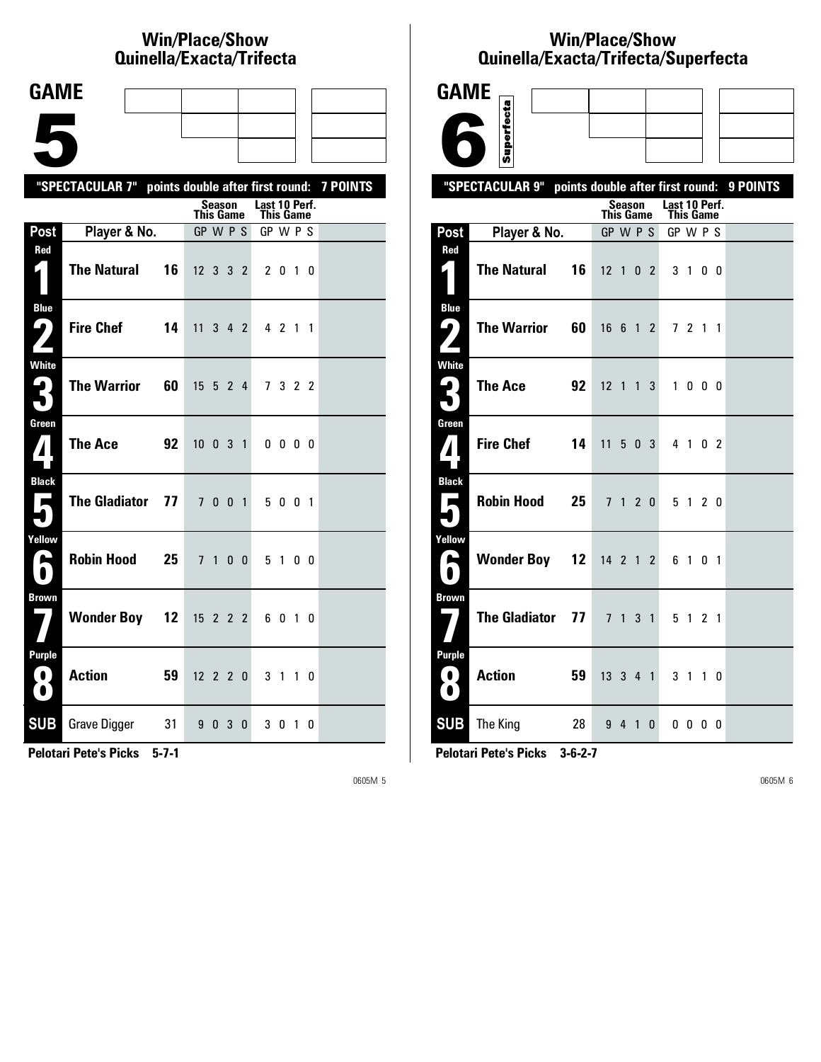## Win/Place/Show Quinella/Exacta/Trifecta

# GAME 5

**"SPECTACULAR 7" points double after first round: 7 POINTS**

| Post | Player & No. | | Season This Game GP | W | P | S | Last 10 Perf. This Game GP | W | P | S |
|---|---|---|---|---|---|---|---|---|---|---|
| Red 1 | **The Natural** | **16** | 12 | 3 | 3 | 2 | 2 | 0 | 1 | 0 |
| Blue 2 | **Fire Chef** | **14** | 11 | 3 | 4 | 2 | 4 | 2 | 1 | 1 |
| White 3 | **The Warrior** | **60** | 15 | 5 | 2 | 4 | 7 | 3 | 2 | 2 |
| Green 4 | **The Ace** | **92** | 10 | 0 | 3 | 1 | 0 | 0 | 0 | 0 |
| Black 5 | **The Gladiator** | **77** | 7 | 0 | 0 | 1 | 5 | 0 | 0 | 1 |
| Yellow 6 | **Robin Hood** | **25** | 7 | 1 | 0 | 0 | 5 | 1 | 0 | 0 |
| Brown 7 | **Wonder Boy** | **12** | 15 | 2 | 2 | 2 | 6 | 0 | 1 | 0 |
| Purple 8 | **Action** | **59** | 12 | 2 | 2 | 0 | 3 | 1 | 1 | 0 |
| SUB | Grave Digger | 31 | 9 | 0 | 3 | 0 | 3 | 0 | 1 | 0 |

**Pelotari Pete's Picks 5-7-1**

## Win/Place/Show Quinella/Exacta/Trifecta/Superfecta

# GAME 6

Superfecta

**"SPECTACULAR 9" points double after first round: 9 POINTS**

| Post | Player & No. | | Season This Game GP | W | P | S | Last 10 Perf. This Game GP | W | P | S |
|---|---|---|---|---|---|---|---|---|---|---|
| Red 1 | **The Natural** | **16** | 12 | 1 | 0 | 2 | 3 | 1 | 0 | 0 |
| Blue 2 | **The Warrior** | **60** | 16 | 6 | 1 | 2 | 7 | 2 | 1 | 1 |
| White 3 | **The Ace** | **92** | 12 | 1 | 1 | 3 | 1 | 0 | 0 | 0 |
| Green 4 | **Fire Chef** | **14** | 11 | 5 | 0 | 3 | 4 | 1 | 0 | 2 |
| Black 5 | **Robin Hood** | **25** | 7 | 1 | 2 | 0 | 5 | 1 | 2 | 0 |
| Yellow 6 | **Wonder Boy** | **12** | 14 | 2 | 1 | 2 | 6 | 1 | 0 | 1 |
| Brown 7 | **The Gladiator** | **77** | 7 | 1 | 3 | 1 | 5 | 1 | 2 | 1 |
| Purple 8 | **Action** | **59** | 13 | 3 | 4 | 1 | 3 | 1 | 1 | 0 |
| SUB | The King | 28 | 9 | 4 | 1 | 0 | 0 | 0 | 0 | 0 |

**Pelotari Pete's Picks 3-6-2-7**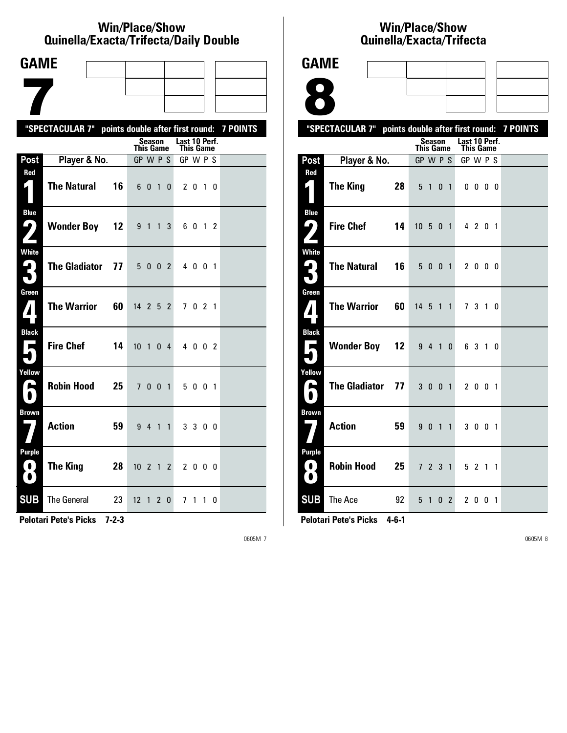## Win/Place/Show
## Quinella/Exacta/Trifecta/Daily Double

# GAME 7

**"SPECTACULAR 7" points double after first round: 7 POINTS**

| Post | Player & No. | | Season This Game GP W P S | Last 10 Perf. This Game GP W P S |
|---|---|---|---|---|
| Red 1 | **The Natural** | **16** | 6 0 1 0 | 2 0 1 0 |
| Blue 2 | **Wonder Boy** | **12** | 9 1 1 3 | 6 0 1 2 |
| White 3 | **The Gladiator** | **77** | 5 0 0 2 | 4 0 0 1 |
| Green 4 | **The Warrior** | **60** | 14 2 5 2 | 7 0 2 1 |
| Black 5 | **Fire Chef** | **14** | 10 1 0 4 | 4 0 0 2 |
| Yellow 6 | **Robin Hood** | **25** | 7 0 0 1 | 5 0 0 1 |
| Brown 7 | **Action** | **59** | 9 4 1 1 | 3 3 0 0 |
| Purple 8 | **The King** | **28** | 10 2 1 2 | 2 0 0 0 |
| SUB | The General | 23 | 12 1 2 0 | 7 1 1 0 |

**Pelotari Pete's Picks 7-2-3**

## Win/Place/Show
## Quinella/Exacta/Trifecta

# GAME 8

**"SPECTACULAR 7" points double after first round: 7 POINTS**

| Post | Player & No. | | Season This Game GP W P S | Last 10 Perf. This Game GP W P S |
|---|---|---|---|---|
| Red 1 | **The King** | **28** | 5 1 0 1 | 0 0 0 0 |
| Blue 2 | **Fire Chef** | **14** | 10 5 0 1 | 4 2 0 1 |
| White 3 | **The Natural** | **16** | 5 0 0 1 | 2 0 0 0 |
| Green 4 | **The Warrior** | **60** | 14 5 1 1 | 7 3 1 0 |
| Black 5 | **Wonder Boy** | **12** | 9 4 1 0 | 6 3 1 0 |
| Yellow 6 | **The Gladiator** | **77** | 3 0 0 1 | 2 0 0 1 |
| Brown 7 | **Action** | **59** | 9 0 1 1 | 3 0 0 1 |
| Purple 8 | **Robin Hood** | **25** | 7 2 3 1 | 5 2 1 1 |
| SUB | The Ace | 92 | 5 1 0 2 | 2 0 0 1 |

**Pelotari Pete's Picks 4-6-1**